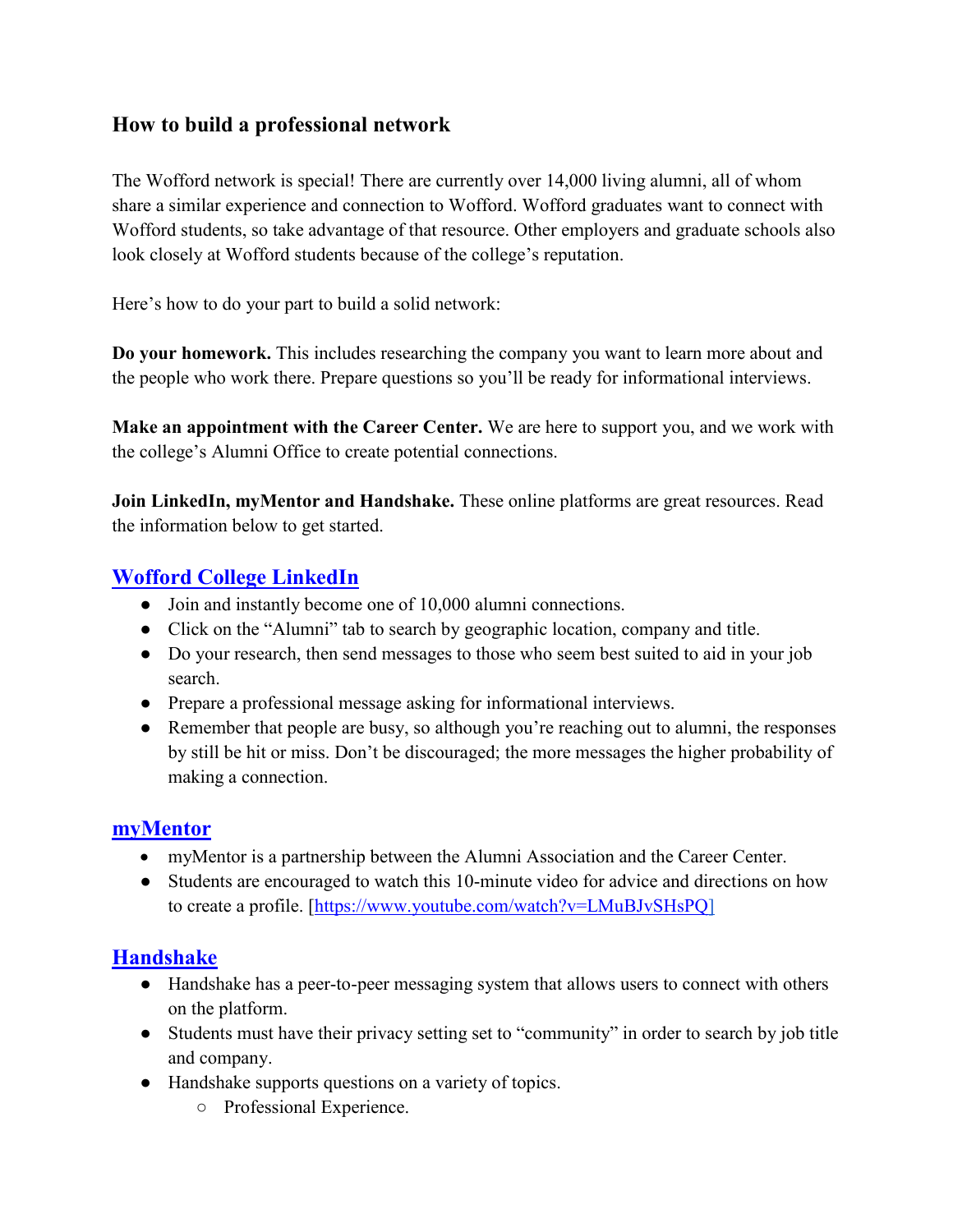## How to build a professional network

The Wofford network is special! There are currently over 14,000 living alumni, all of whom share a similar experience and connection to Wofford. Wofford graduates want to connect with Wofford students, so take advantage of that resource. Other employers and graduate schools also look closely at Wofford students because of the college's reputation.

Here's how to do your part to build a solid network:

**Do your homework.** This includes researching the company you want to learn more about and the people who work there. Prepare questions so you'll be ready for informational interviews.

**Make an appointment with the Career Center.** We are here to support you, and we work with the college's Alumni Office to create potential connections.

**Join LinkedIn, myMentor and Handshake.** These online platforms are great resources. Read the information below to get started.

### Wofford College LinkedIn

- Join and instantly become one of 10,000 alumni connections.
- Click on the "Alumni" tab to search by geographic location, company and title.
- Do your research, then send messages to those who seem best suited to aid in your job search.
- Prepare a professional message asking for informational interviews.
- Remember that people are busy, so although you're reaching out to alumni, the responses by still be hit or miss. Don't be discouraged; the more messages the higher probability of making a connection.

### myMentor

- myMentor is a partnership between the Alumni Association and the Career Center.
- Students are encouraged to watch this 10-minute video for advice and directions on how to create a profile. [https://www.youtube.com/watch?v=LMuBJvSHsPQ]

### Handshake

- Handshake has a peer-to-peer messaging system that allows users to connect with others on the platform.
- Students must have their privacy setting set to "community" in order to search by job title and company.
- Handshake supports questions on a variety of topics.
  - Professional Experience.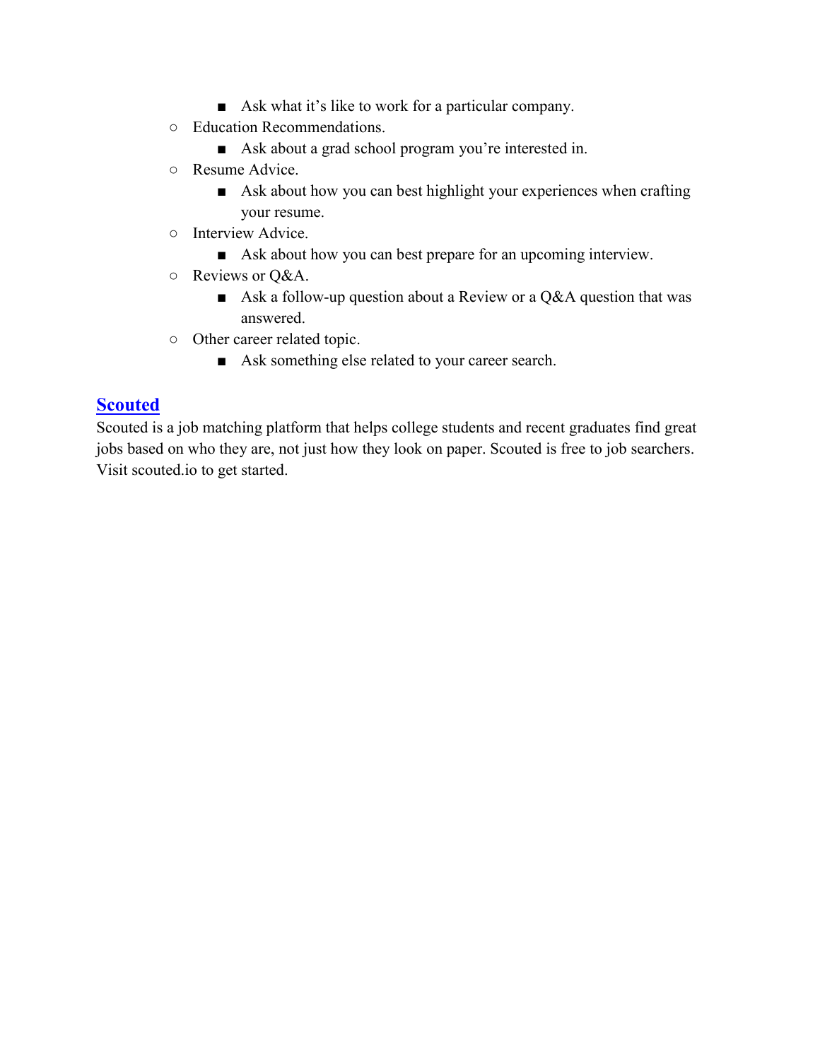- Ask what it's like to work for a particular company.
  - Education Recommendations.
    - Ask about a grad school program you're interested in.
  - Resume Advice.
    - Ask about how you can best highlight your experiences when crafting your resume.
  - Interview Advice.
    - Ask about how you can best prepare for an upcoming interview.
  - Reviews or Q&A.
    - Ask a follow-up question about a Review or a Q&A question that was answered.
  - Other career related topic.
    - Ask something else related to your career search.

## **Scouted**

Scouted is a job matching platform that helps college students and recent graduates find great jobs based on who they are, not just how they look on paper. Scouted is free to job searchers. Visit scouted.io to get started.